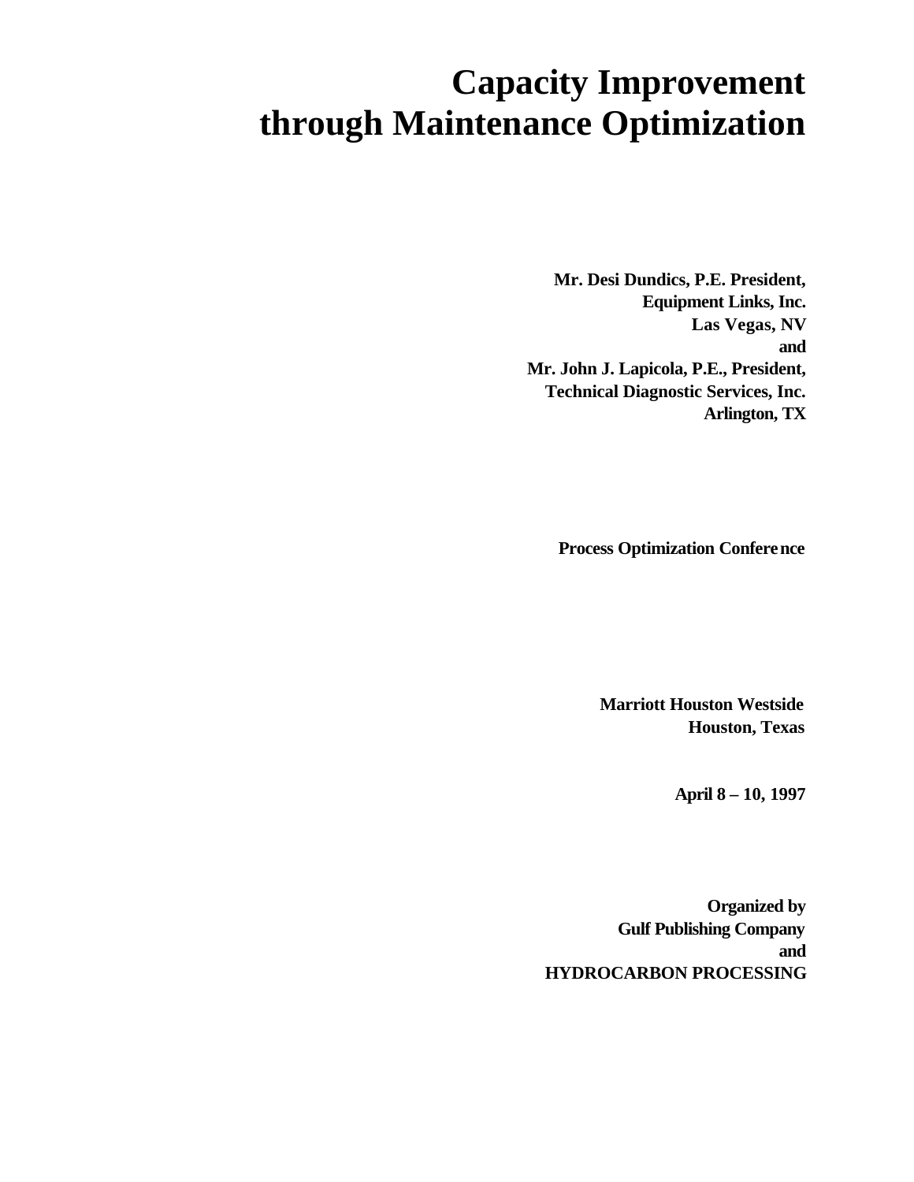# Capacity Improvement through Maintenance Optimization

**Mr. Desi Dundics, P.E. President,**
**Equipment Links, Inc.**
**Las Vegas, NV**
**and**
**Mr. John J. Lapicola, P.E., President,**
**Technical Diagnostic Services, Inc.**
**Arlington, TX**

**Process Optimization Conference**

**Marriott Houston Westside**
**Houston, Texas**

**April 8 – 10, 1997**

**Organized by**
**Gulf Publishing Company**
**and**
**HYDROCARBON PROCESSING**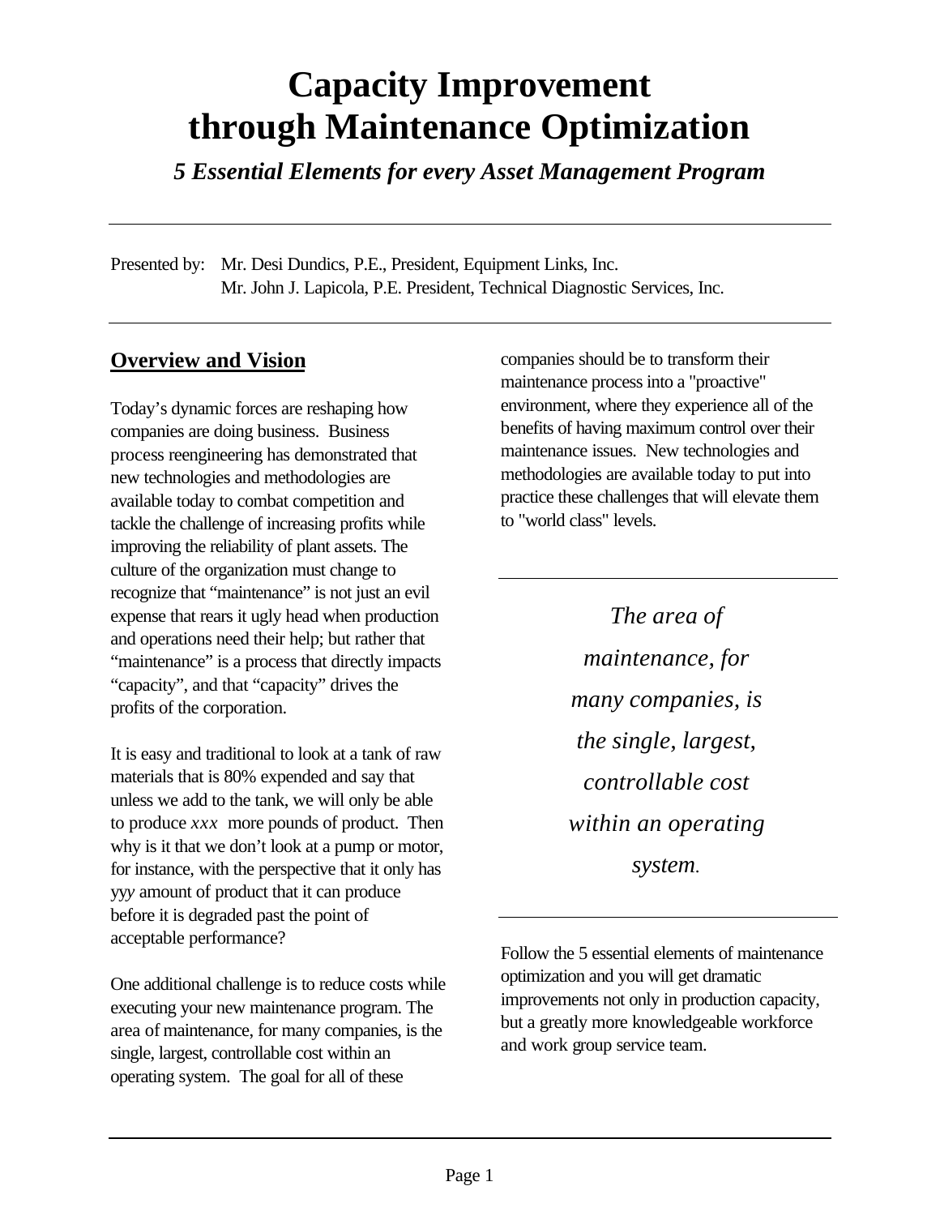# Capacity Improvement through Maintenance Optimization

### *5 Essential Elements for every Asset Management Program*

---

Presented by: Mr. Desi Dundics, P.E., President, Equipment Links, Inc.
Mr. John J. Lapicola, P.E. President, Technical Diagnostic Services, Inc.

---

## Overview and Vision

Today's dynamic forces are reshaping how companies are doing business. Business process reengineering has demonstrated that new technologies and methodologies are available today to combat competition and tackle the challenge of increasing profits while improving the reliability of plant assets. The culture of the organization must change to recognize that "maintenance" is not just an evil expense that rears it ugly head when production and operations need their help; but rather that "maintenance" is a process that directly impacts "capacity", and that "capacity" drives the profits of the corporation.

It is easy and traditional to look at a tank of raw materials that is 80% expended and say that unless we add to the tank, we will only be able to produce *xxx* more pounds of product. Then why is it that we don't look at a pump or motor, for instance, with the perspective that it only has yy*y* amount of product that it can produce before it is degraded past the point of acceptable performance?

One additional challenge is to reduce costs while executing your new maintenance program. The area of maintenance, for many companies, is the single, largest, controllable cost within an operating system. The goal for all of these companies should be to transform their maintenance process into a "proactive" environment, where they experience all of the benefits of having maximum control over their maintenance issues. New technologies and methodologies are available today to put into practice these challenges that will elevate them to "world class" levels.

---

*The area of maintenance, for many companies, is the single, largest, controllable cost within an operating system.*

---

Follow the 5 essential elements of maintenance optimization and you will get dramatic improvements not only in production capacity, but a greatly more knowledgeable workforce and work group service team.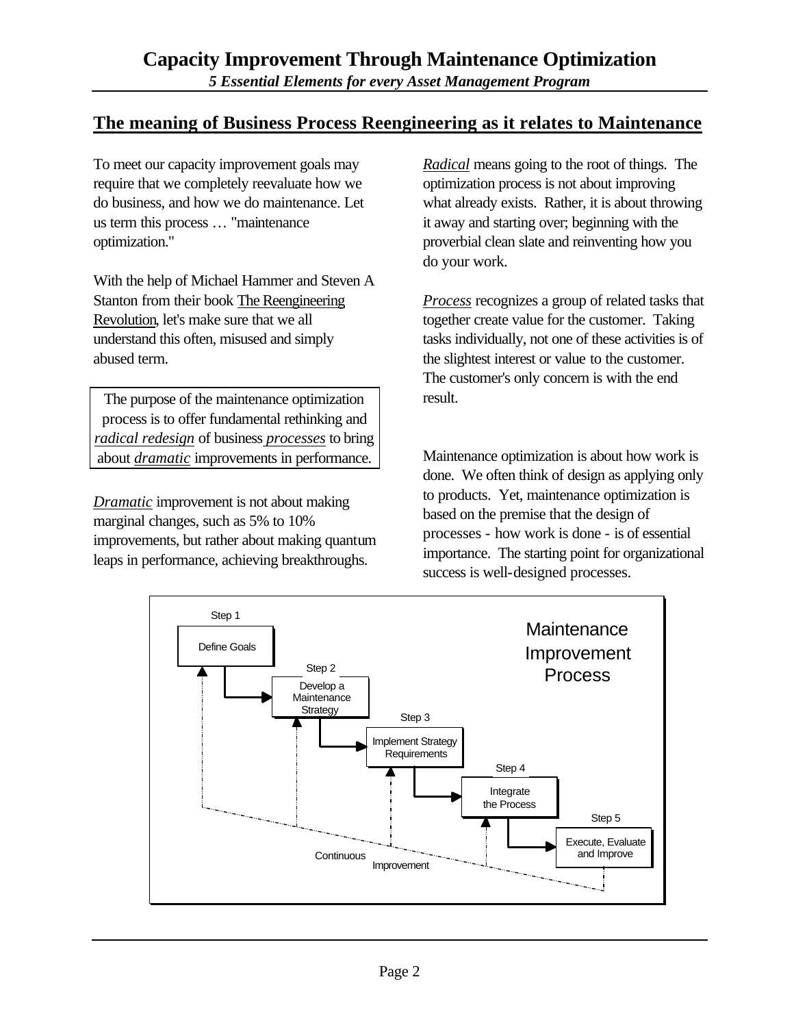## The meaning of Business Process Reengineering as it relates to Maintenance

To meet our capacity improvement goals may require that we completely reevaluate how we do business, and how we do maintenance. Let us term this process … "maintenance optimization."

With the help of Michael Hammer and Steven A Stanton from their book The Reengineering Revolution, let's make sure that we all understand this often, misused and simply abused term.

> The purpose of the maintenance optimization process is to offer fundamental rethinking and *radical redesign* of business *processes* to bring about *dramatic* improvements in performance.

*Dramatic* improvement is not about making marginal changes, such as 5% to 10% improvements, but rather about making quantum leaps in performance, achieving breakthroughs.

*Radical* means going to the root of things. The optimization process is not about improving what already exists. Rather, it is about throwing it away and starting over; beginning with the proverbial clean slate and reinventing how you do your work.

*Process* recognizes a group of related tasks that together create value for the customer. Taking tasks individually, not one of these activities is of the slightest interest or value to the customer. The customer's only concern is with the end result.

Maintenance optimization is about how work is done. We often think of design as applying only to products. Yet, maintenance optimization is based on the premise that the design of processes - how work is done - is of essential importance. The starting point for organizational success is well-designed processes.

**Maintenance Improvement Process**

- Step 1: Define Goals
- Step 2: Develop a Maintenance Strategy
- Step 3: Implement Strategy Requirements
- Step 4: Integrate the Process
- Step 5: Execute, Evaluate and Improve

Continuous Improvement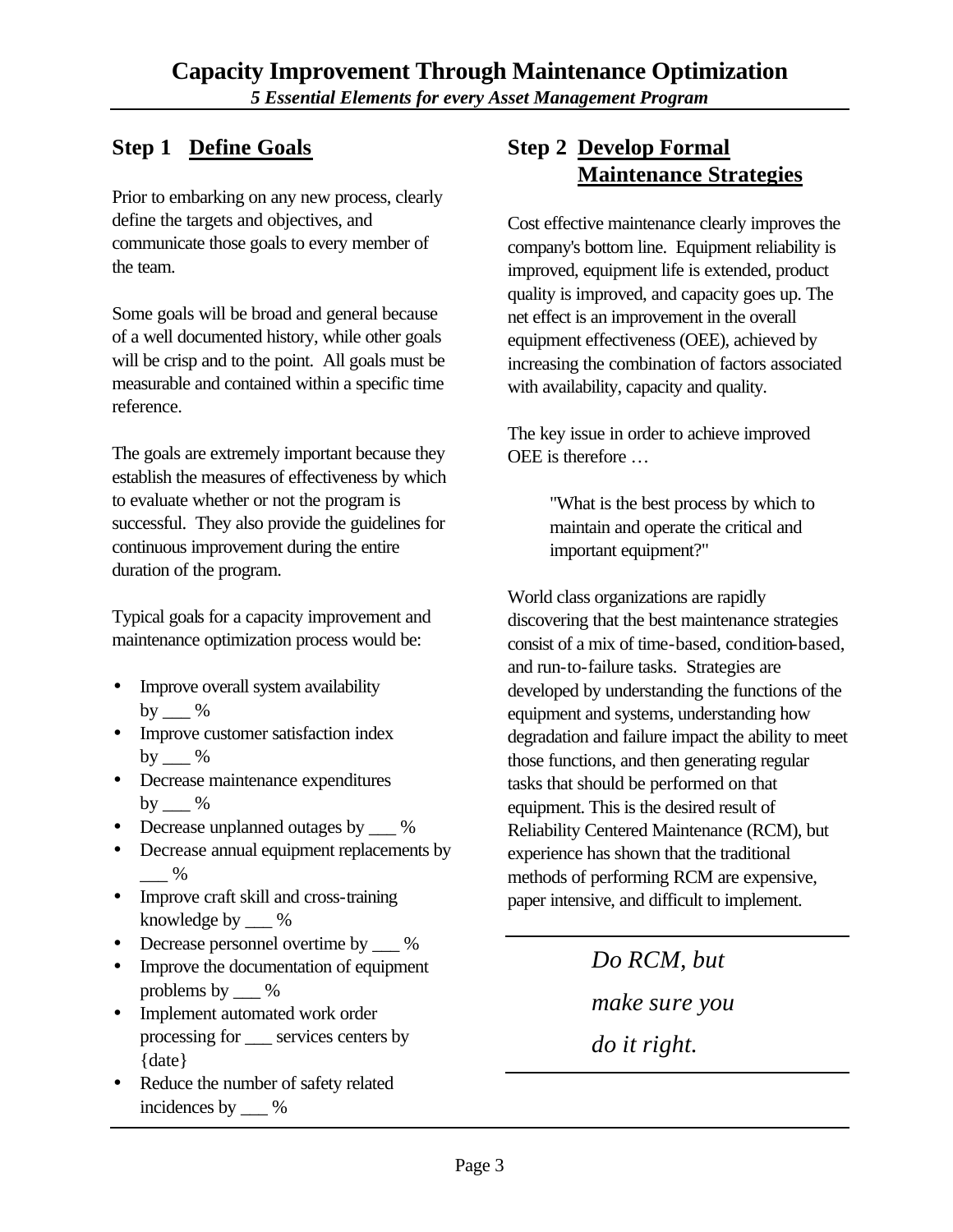## Step 1 Define Goals

Prior to embarking on any new process, clearly define the targets and objectives, and communicate those goals to every member of the team.

Some goals will be broad and general because of a well documented history, while other goals will be crisp and to the point. All goals must be measurable and contained within a specific time reference.

The goals are extremely important because they establish the measures of effectiveness by which to evaluate whether or not the program is successful. They also provide the guidelines for continuous improvement during the entire duration of the program.

Typical goals for a capacity improvement and maintenance optimization process would be:

- Improve overall system availability by ___ %
- Improve customer satisfaction index by ___ %
- Decrease maintenance expenditures by ___ %
- Decrease unplanned outages by ___ %
- Decrease annual equipment replacements by ___ %
- Improve craft skill and cross-training knowledge by ___ %
- Decrease personnel overtime by ___ %
- Improve the documentation of equipment problems by ___ %
- Implement automated work order processing for ___ services centers by {date}
- Reduce the number of safety related incidences by ___ %

## Step 2 Develop Formal Maintenance Strategies

Cost effective maintenance clearly improves the company's bottom line. Equipment reliability is improved, equipment life is extended, product quality is improved, and capacity goes up. The net effect is an improvement in the overall equipment effectiveness (OEE), achieved by increasing the combination of factors associated with availability, capacity and quality.

The key issue in order to achieve improved OEE is therefore …

> "What is the best process by which to maintain and operate the critical and important equipment?"

World class organizations are rapidly discovering that the best maintenance strategies consist of a mix of time-based, condition-based, and run-to-failure tasks. Strategies are developed by understanding the functions of the equipment and systems, understanding how degradation and failure impact the ability to meet those functions, and then generating regular tasks that should be performed on that equipment. This is the desired result of Reliability Centered Maintenance (RCM), but experience has shown that the traditional methods of performing RCM are expensive, paper intensive, and difficult to implement.

*Do RCM, but make sure you do it right.*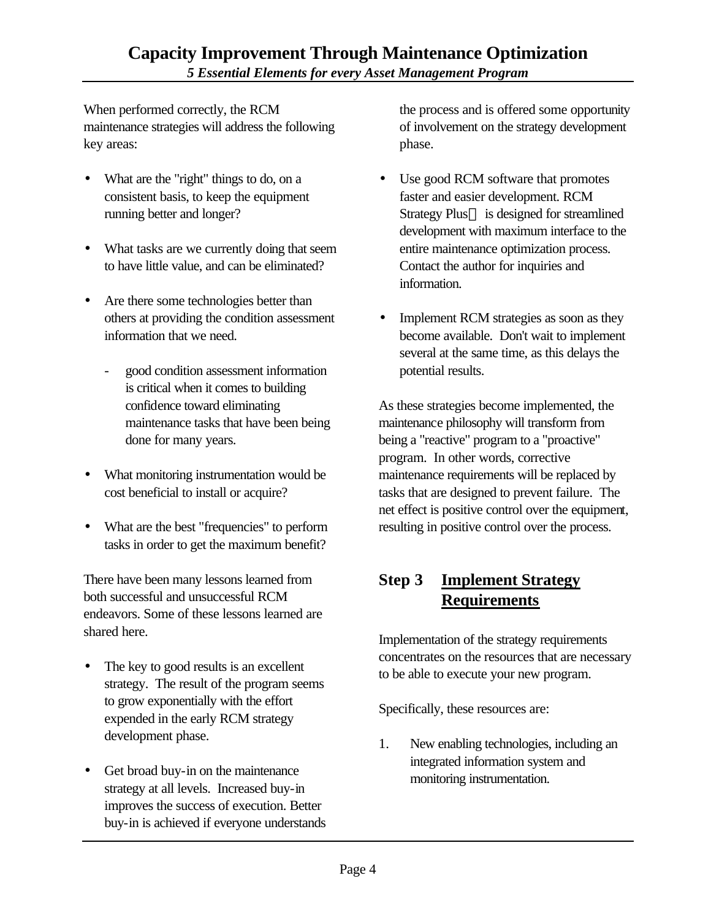When performed correctly, the RCM maintenance strategies will address the following key areas:

- What are the "right" things to do, on a consistent basis, to keep the equipment running better and longer?
- What tasks are we currently doing that seem to have little value, and can be eliminated?
- Are there some technologies better than others at providing the condition assessment information that we need.
  - good condition assessment information is critical when it comes to building confidence toward eliminating maintenance tasks that have been being done for many years.
- What monitoring instrumentation would be cost beneficial to install or acquire?
- What are the best "frequencies" to perform tasks in order to get the maximum benefit?

There have been many lessons learned from both successful and unsuccessful RCM endeavors. Some of these lessons learned are shared here.

- The key to good results is an excellent strategy. The result of the program seems to grow exponentially with the effort expended in the early RCM strategy development phase.
- Get broad buy-in on the maintenance strategy at all levels. Increased buy-in improves the success of execution. Better buy-in is achieved if everyone understands the process and is offered some opportunity of involvement on the strategy development phase.
- Use good RCM software that promotes faster and easier development. RCM Strategy Plus™ is designed for streamlined development with maximum interface to the entire maintenance optimization process. Contact the author for inquiries and information.
- Implement RCM strategies as soon as they become available. Don't wait to implement several at the same time, as this delays the potential results.

As these strategies become implemented, the maintenance philosophy will transform from being a "reactive" program to a "proactive" program. In other words, corrective maintenance requirements will be replaced by tasks that are designed to prevent failure. The net effect is positive control over the equipment, resulting in positive control over the process.

## Step 3 Implement Strategy Requirements

Implementation of the strategy requirements concentrates on the resources that are necessary to be able to execute your new program.

Specifically, these resources are:

1. New enabling technologies, including an integrated information system and monitoring instrumentation.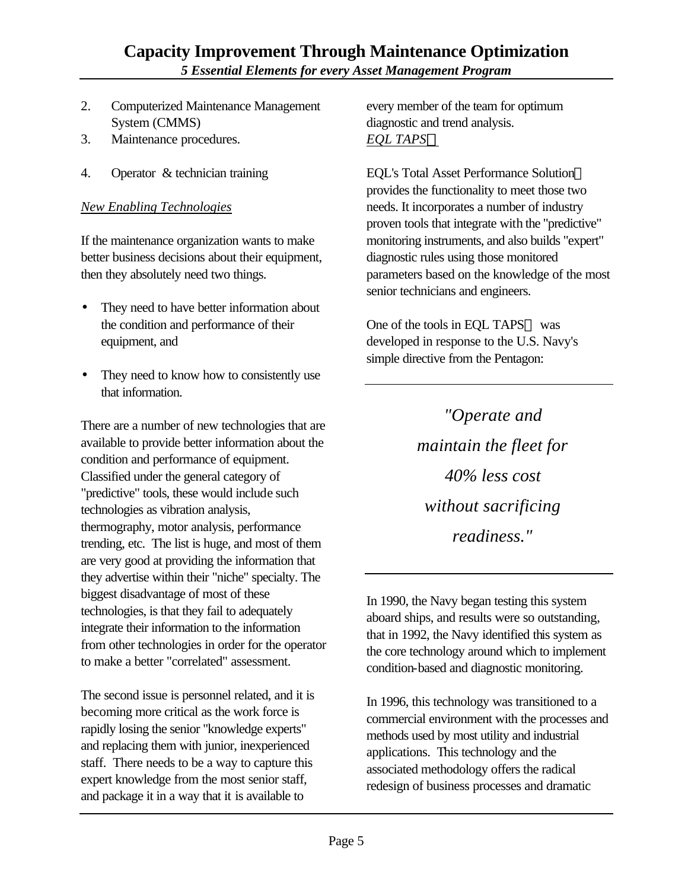2. Computerized Maintenance Management System (CMMS)
3. Maintenance procedures.

4. Operator & technician training

*New Enabling Technologies*

If the maintenance organization wants to make better business decisions about their equipment, then they absolutely need two things.

- They need to have better information about the condition and performance of their equipment, and

- They need to know how to consistently use that information.

There are a number of new technologies that are available to provide better information about the condition and performance of equipment. Classified under the general category of "predictive" tools, these would include such technologies as vibration analysis, thermography, motor analysis, performance trending, etc. The list is huge, and most of them are very good at providing the information that they advertise within their "niche" specialty. The biggest disadvantage of most of these technologies, is that they fail to adequately integrate their information to the information from other technologies in order for the operator to make a better "correlated" assessment.

The second issue is personnel related, and it is becoming more critical as the work force is rapidly losing the senior "knowledge experts" and replacing them with junior, inexperienced staff. There needs to be a way to capture this expert knowledge from the most senior staff, and package it in a way that it is available to every member of the team for optimum diagnostic and trend analysis.

*EQL TAPS™*

EQL's Total Asset Performance Solution™ provides the functionality to meet those two needs. It incorporates a number of industry proven tools that integrate with the "predictive" monitoring instruments, and also builds "expert" diagnostic rules using those monitored parameters based on the knowledge of the most senior technicians and engineers.

One of the tools in EQL TAPS™ was developed in response to the U.S. Navy's simple directive from the Pentagon:

> *"Operate and maintain the fleet for 40% less cost without sacrificing readiness."*

In 1990, the Navy began testing this system aboard ships, and results were so outstanding, that in 1992, the Navy identified this system as the core technology around which to implement condition-based and diagnostic monitoring.

In 1996, this technology was transitioned to a commercial environment with the processes and methods used by most utility and industrial applications. This technology and the associated methodology offers the radical redesign of business processes and dramatic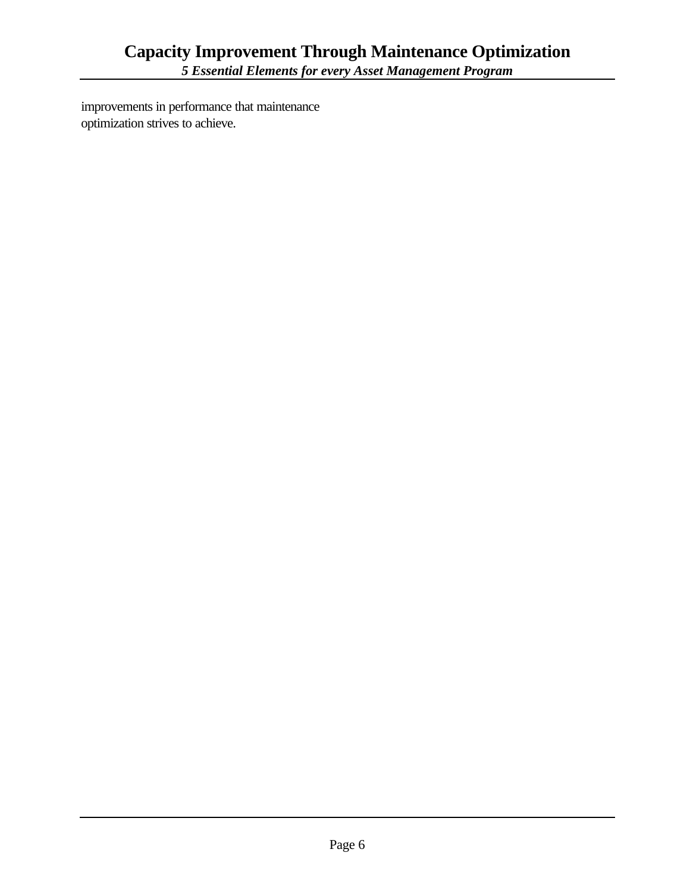improvements in performance that maintenance optimization strives to achieve.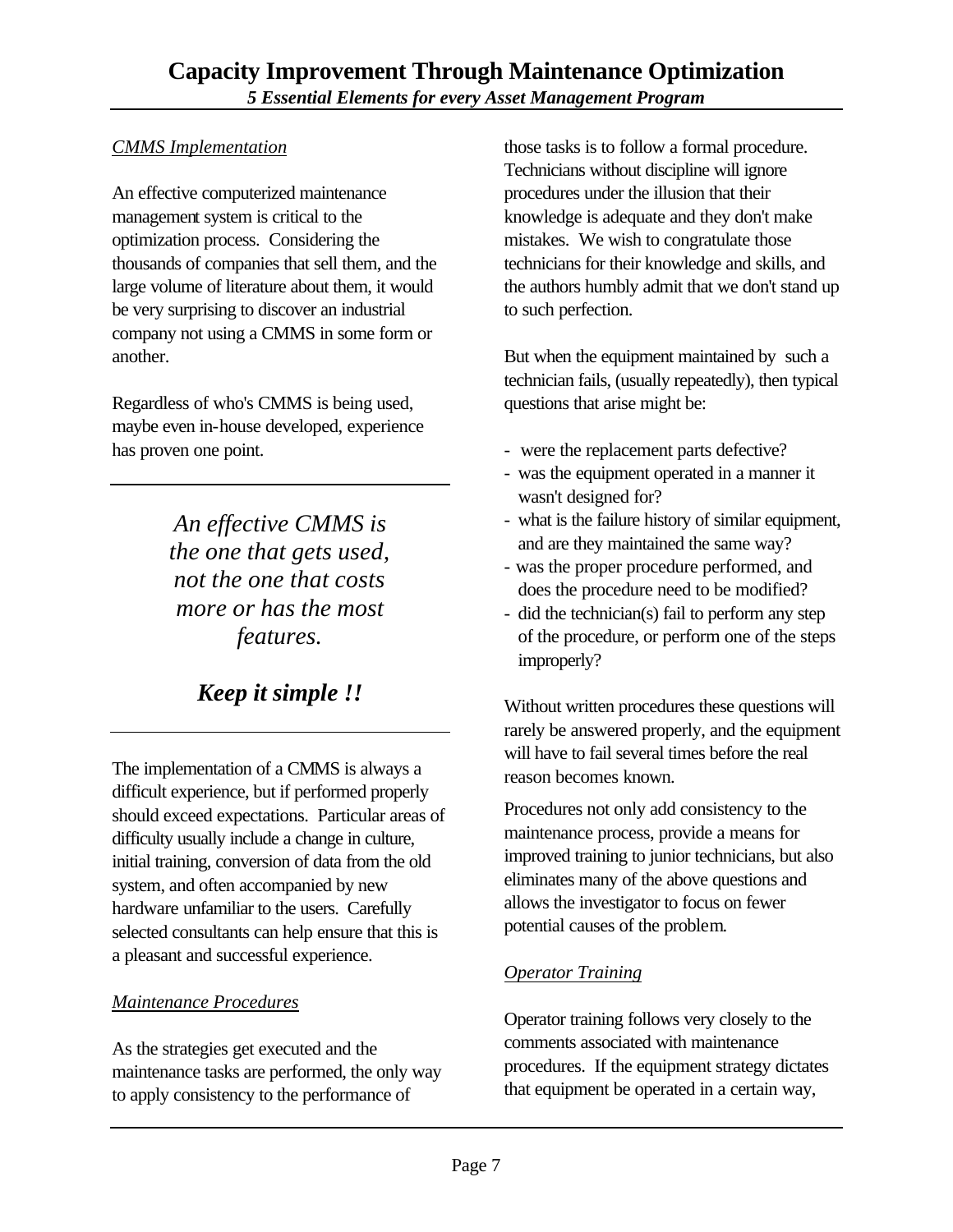*CMMS Implementation*

An effective computerized maintenance management system is critical to the optimization process. Considering the thousands of companies that sell them, and the large volume of literature about them, it would be very surprising to discover an industrial company not using a CMMS in some form or another.

Regardless of who's CMMS is being used, maybe even in-house developed, experience has proven one point.

---

*An effective CMMS is the one that gets used, not the one that costs more or has the most features.*

***Keep it simple !!***

---

The implementation of a CMMS is always a difficult experience, but if performed properly should exceed expectations. Particular areas of difficulty usually include a change in culture, initial training, conversion of data from the old system, and often accompanied by new hardware unfamiliar to the users. Carefully selected consultants can help ensure that this is a pleasant and successful experience.

*Maintenance Procedures*

As the strategies get executed and the maintenance tasks are performed, the only way to apply consistency to the performance of those tasks is to follow a formal procedure. Technicians without discipline will ignore procedures under the illusion that their knowledge is adequate and they don't make mistakes. We wish to congratulate those technicians for their knowledge and skills, and the authors humbly admit that we don't stand up to such perfection.

But when the equipment maintained by such a technician fails, (usually repeatedly), then typical questions that arise might be:

- were the replacement parts defective?
- was the equipment operated in a manner it wasn't designed for?
- what is the failure history of similar equipment, and are they maintained the same way?
- was the proper procedure performed, and does the procedure need to be modified?
- did the technician(s) fail to perform any step of the procedure, or perform one of the steps improperly?

Without written procedures these questions will rarely be answered properly, and the equipment will have to fail several times before the real reason becomes known.

Procedures not only add consistency to the maintenance process, provide a means for improved training to junior technicians, but also eliminates many of the above questions and allows the investigator to focus on fewer potential causes of the problem.

*Operator Training*

Operator training follows very closely to the comments associated with maintenance procedures. If the equipment strategy dictates that equipment be operated in a certain way,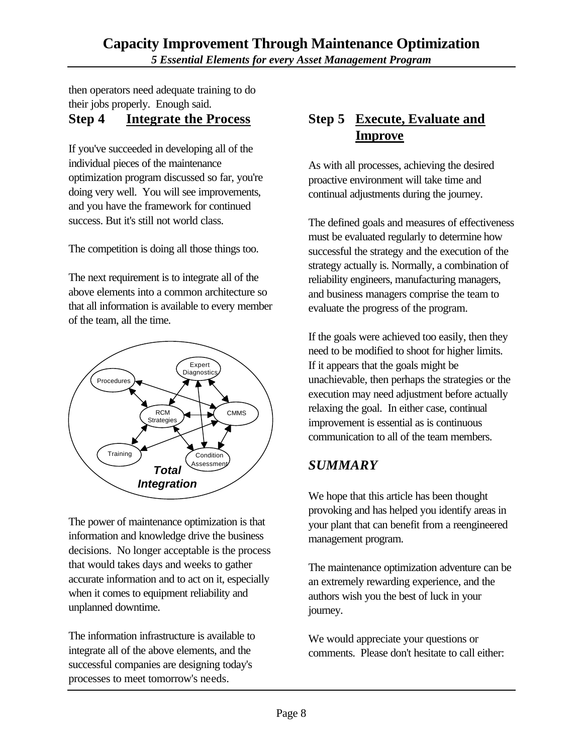then operators need adequate training to do their jobs properly. Enough said.

## Step 4 Integrate the Process

If you've succeeded in developing all of the individual pieces of the maintenance optimization program discussed so far, you're doing very well. You will see improvements, and you have the framework for continued success. But it's still not world class.

The competition is doing all those things too.

The next requirement is to integrate all of the above elements into a common architecture so that all information is available to every member of the team, all the time.

Expert Diagnostics

Procedures

RCM Strategies

CMMS

Training

Condition Assessment

***Total Integration***

The power of maintenance optimization is that information and knowledge drive the business decisions. No longer acceptable is the process that would takes days and weeks to gather accurate information and to act on it, especially when it comes to equipment reliability and unplanned downtime.

The information infrastructure is available to integrate all of the above elements, and the successful companies are designing today's processes to meet tomorrow's needs.

## Step 5 Execute, Evaluate and Improve

As with all processes, achieving the desired proactive environment will take time and continual adjustments during the journey.

The defined goals and measures of effectiveness must be evaluated regularly to determine how successful the strategy and the execution of the strategy actually is. Normally, a combination of reliability engineers, manufacturing managers, and business managers comprise the team to evaluate the progress of the program.

If the goals were achieved too easily, then they need to be modified to shoot for higher limits. If it appears that the goals might be unachievable, then perhaps the strategies or the execution may need adjustment before actually relaxing the goal. In either case, continual improvement is essential as is continuous communication to all of the team members.

## *SUMMARY*

We hope that this article has been thought provoking and has helped you identify areas in your plant that can benefit from a reengineered management program.

The maintenance optimization adventure can be an extremely rewarding experience, and the authors wish you the best of luck in your journey.

We would appreciate your questions or comments. Please don't hesitate to call either: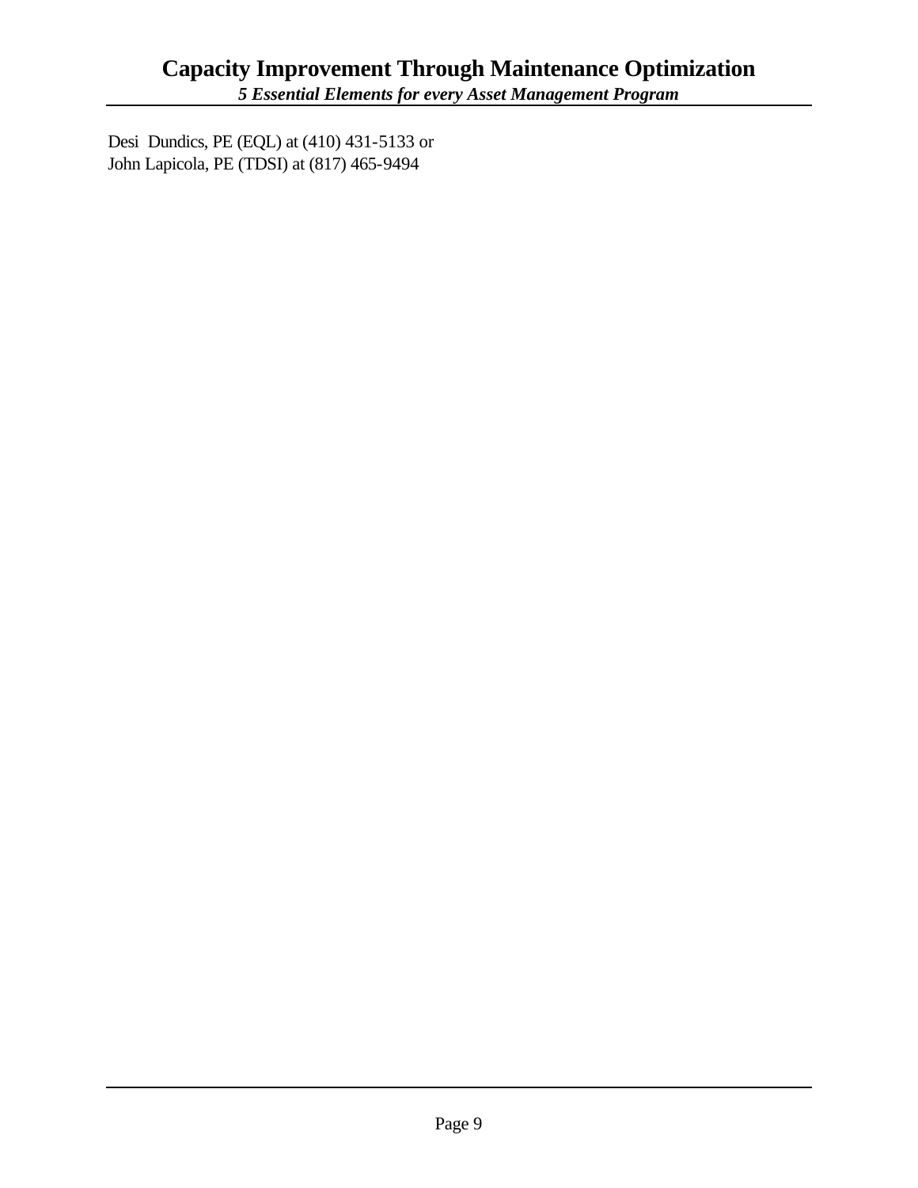Desi Dundics, PE (EQL) at (410) 431-5133 or
John Lapicola, PE (TDSI) at (817) 465-9494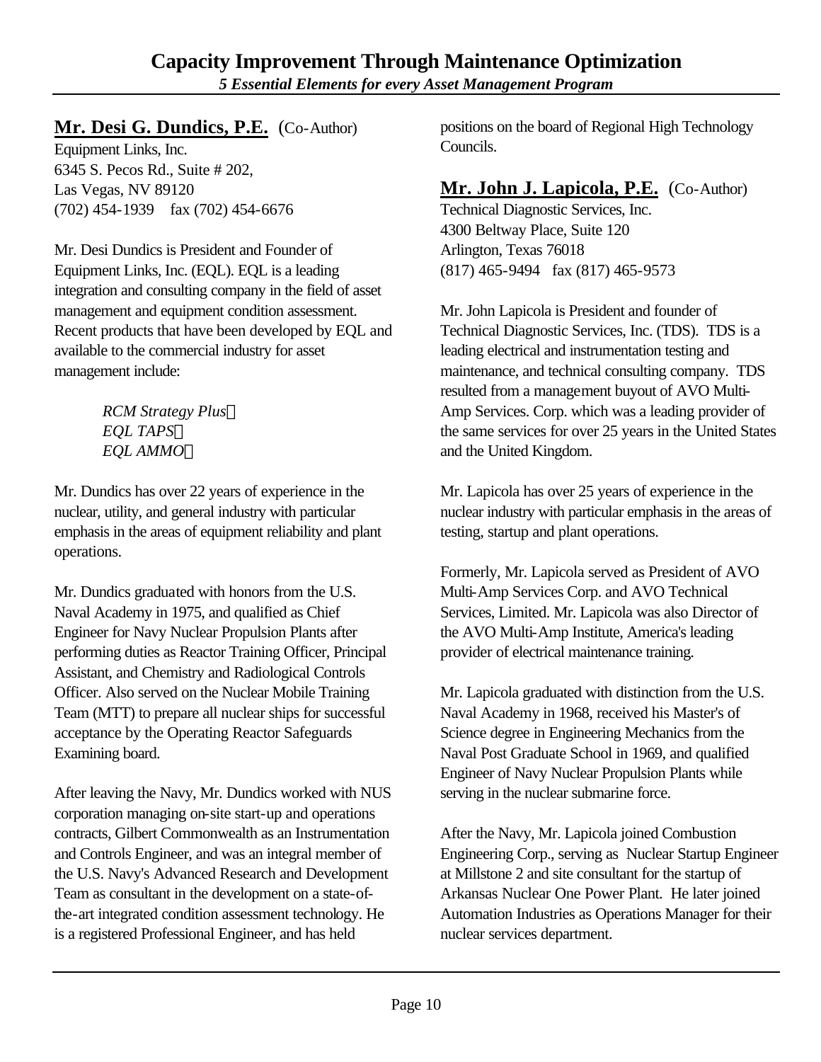## Mr. Desi G. Dundics, P.E. (Co-Author)

Equipment Links, Inc.
6345 S. Pecos Rd., Suite # 202,
Las Vegas, NV 89120
(702) 454-1939 fax (702) 454-6676

Mr. Desi Dundics is President and Founder of Equipment Links, Inc. (EQL). EQL is a leading integration and consulting company in the field of asset management and equipment condition assessment. Recent products that have been developed by EQL and available to the commercial industry for asset management include:

*RCM Strategy Plus*
*EQL TAPS*
*EQL AMMO*

Mr. Dundics has over 22 years of experience in the nuclear, utility, and general industry with particular emphasis in the areas of equipment reliability and plant operations.

Mr. Dundics graduated with honors from the U.S. Naval Academy in 1975, and qualified as Chief Engineer for Navy Nuclear Propulsion Plants after performing duties as Reactor Training Officer, Principal Assistant, and Chemistry and Radiological Controls Officer. Also served on the Nuclear Mobile Training Team (MTT) to prepare all nuclear ships for successful acceptance by the Operating Reactor Safeguards Examining board.

After leaving the Navy, Mr. Dundics worked with NUS corporation managing on-site start-up and operations contracts, Gilbert Commonwealth as an Instrumentation and Controls Engineer, and was an integral member of the U.S. Navy's Advanced Research and Development Team as consultant in the development on a state-of-the-art integrated condition assessment technology. He is a registered Professional Engineer, and has held positions on the board of Regional High Technology Councils.

## Mr. John J. Lapicola, P.E. (Co-Author)

Technical Diagnostic Services, Inc.
4300 Beltway Place, Suite 120
Arlington, Texas 76018
(817) 465-9494 fax (817) 465-9573

Mr. John Lapicola is President and founder of Technical Diagnostic Services, Inc. (TDS). TDS is a leading electrical and instrumentation testing and maintenance, and technical consulting company. TDS resulted from a management buyout of AVO Multi-Amp Services. Corp. which was a leading provider of the same services for over 25 years in the United States and the United Kingdom.

Mr. Lapicola has over 25 years of experience in the nuclear industry with particular emphasis in the areas of testing, startup and plant operations.

Formerly, Mr. Lapicola served as President of AVO Multi-Amp Services Corp. and AVO Technical Services, Limited. Mr. Lapicola was also Director of the AVO Multi-Amp Institute, America's leading provider of electrical maintenance training.

Mr. Lapicola graduated with distinction from the U.S. Naval Academy in 1968, received his Master's of Science degree in Engineering Mechanics from the Naval Post Graduate School in 1969, and qualified Engineer of Navy Nuclear Propulsion Plants while serving in the nuclear submarine force.

After the Navy, Mr. Lapicola joined Combustion Engineering Corp., serving as Nuclear Startup Engineer at Millstone 2 and site consultant for the startup of Arkansas Nuclear One Power Plant. He later joined Automation Industries as Operations Manager for their nuclear services department.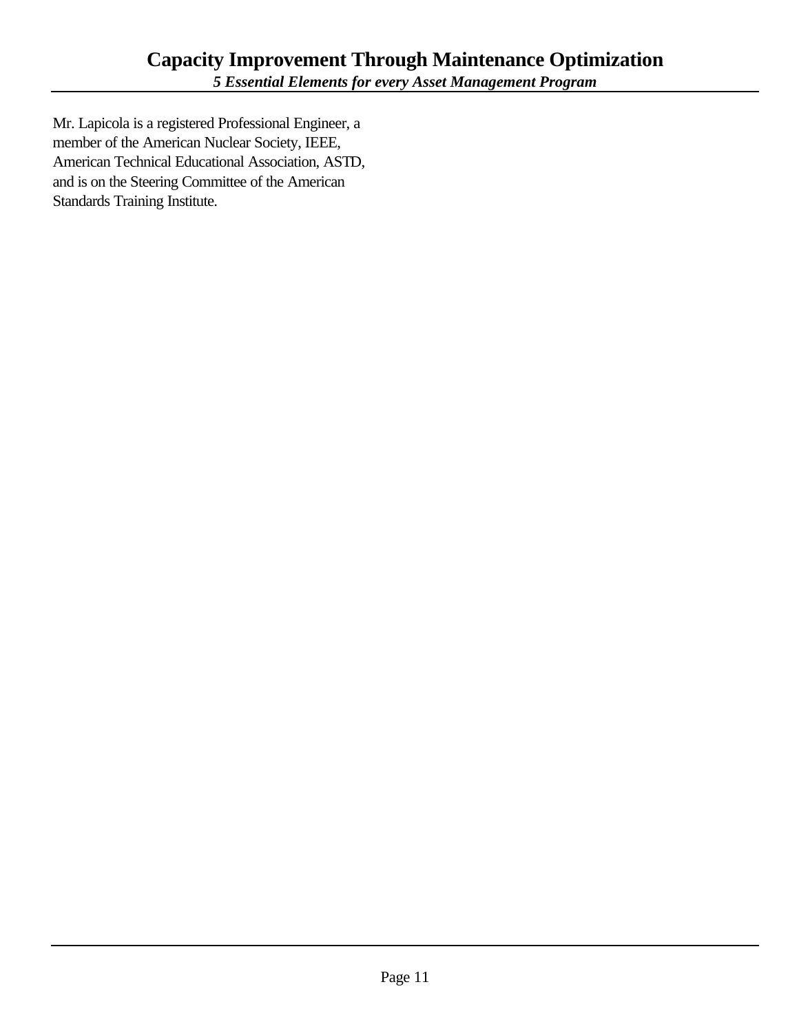Mr. Lapicola is a registered Professional Engineer, a member of the American Nuclear Society, IEEE, American Technical Educational Association, ASTD, and is on the Steering Committee of the American Standards Training Institute.